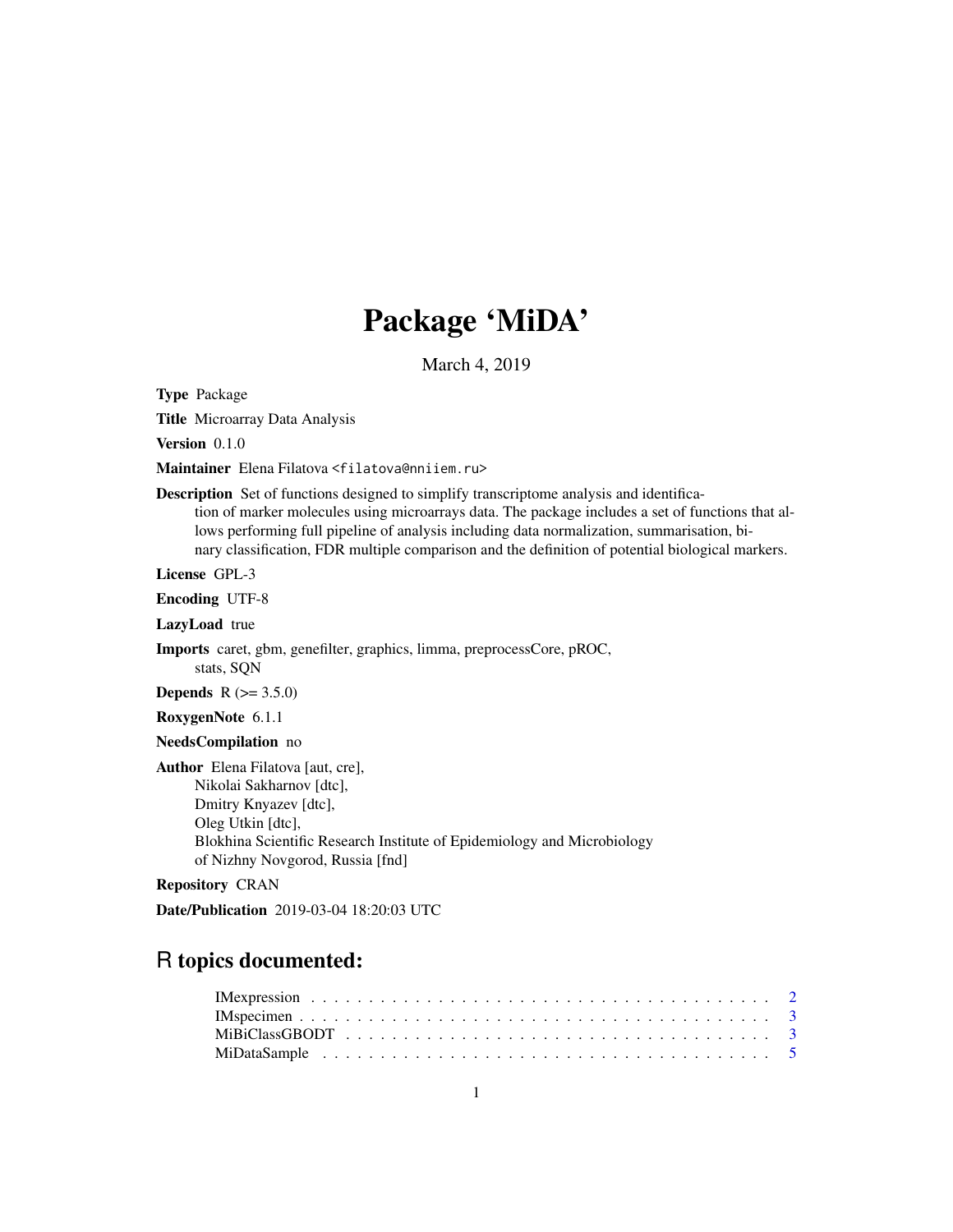# Package 'MiDA'

March 4, 2019

**Type** Package

**Title** Microarray Data Analysis

**Version** 0.1.0

**Maintainer** Elena Filatova <filatova@nniiem.ru>

**Description** Set of functions designed to simplify transcriptome analysis and identification of marker molecules using microarrays data. The package includes a set of functions that allows performing full pipeline of analysis including data normalization, summarisation, binary classification, FDR multiple comparison and the definition of potential biological markers.

**License** GPL-3

**Encoding** UTF-8

**LazyLoad** true

**Imports** caret, gbm, genefilter, graphics, limma, preprocessCore, pROC, stats, SQN

**Depends** R (>= 3.5.0)

**RoxygenNote** 6.1.1

**NeedsCompilation** no

**Author** Elena Filatova [aut, cre], Nikolai Sakharnov [dtc], Dmitry Knyazev [dtc], Oleg Utkin [dtc], Blokhina Scientific Research Institute of Epidemiology and Microbiology of Nizhny Novgorod, Russia [fnd]

**Repository** CRAN

**Date/Publication** 2019-03-04 18:20:03 UTC

## R topics documented:

- IMexpression . . . . . . . . . . . . . . . . . . . . . . . . . . . . . . . . . . . . . . . . 2
- IMspecimen . . . . . . . . . . . . . . . . . . . . . . . . . . . . . . . . . . . . . . . . 3
- MiBiClassGBODT . . . . . . . . . . . . . . . . . . . . . . . . . . . . . . . . . . . . . 3
- MiDataSample . . . . . . . . . . . . . . . . . . . . . . . . . . . . . . . . . . . . . . . 5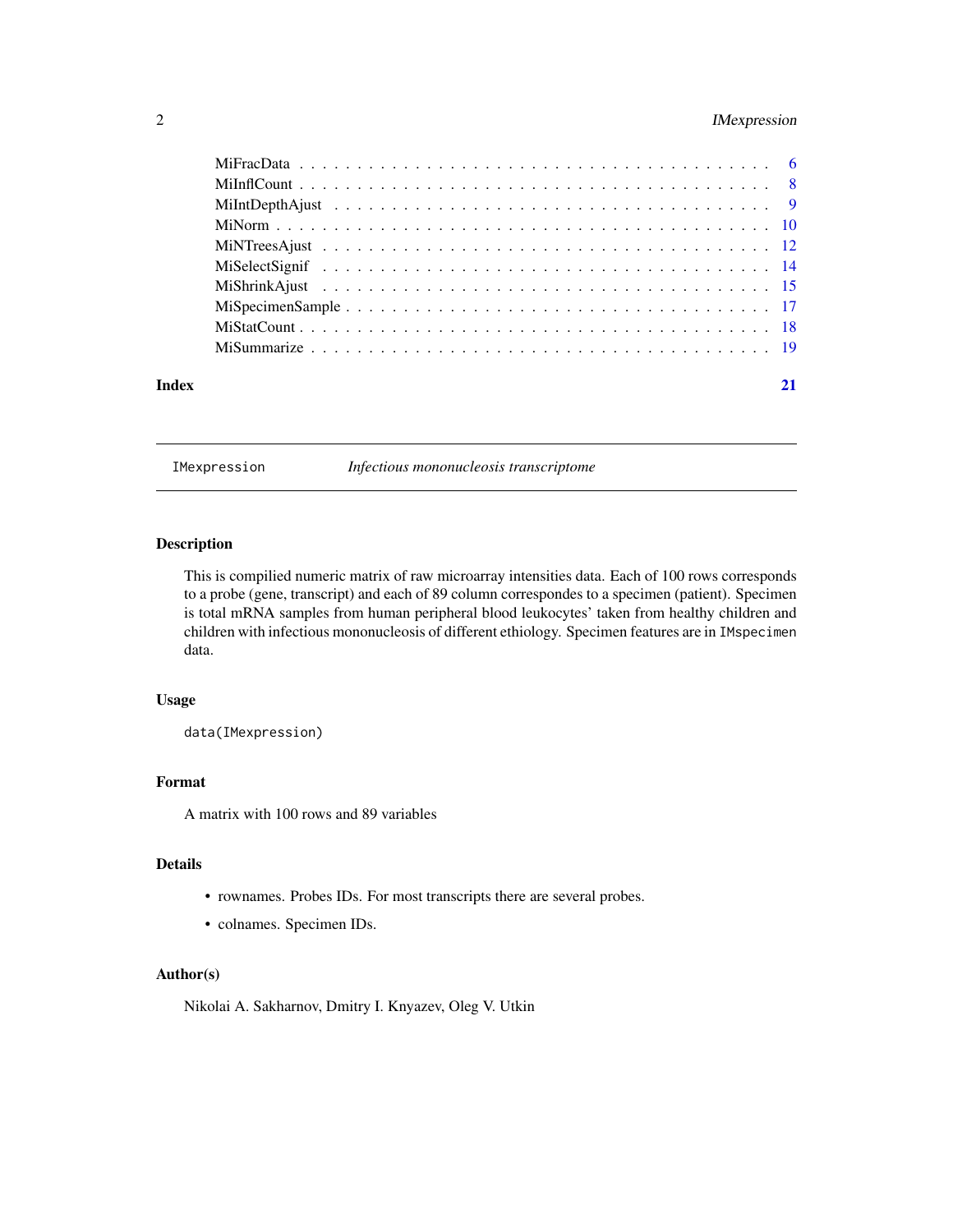MiFracData . . . . . . . . . . . . . . . . . . . . . . . . . . . . . . . . . . . . . . . 6
MiInflCount . . . . . . . . . . . . . . . . . . . . . . . . . . . . . . . . . . . . . . . 8
MiIntDepthAjust . . . . . . . . . . . . . . . . . . . . . . . . . . . . . . . . . . . . . 9
MiNorm . . . . . . . . . . . . . . . . . . . . . . . . . . . . . . . . . . . . . . . . . 10
MiNTreesAjust . . . . . . . . . . . . . . . . . . . . . . . . . . . . . . . . . . . . . . 12
MiSelectSignif . . . . . . . . . . . . . . . . . . . . . . . . . . . . . . . . . . . . . . 14
MiShrinkAjust . . . . . . . . . . . . . . . . . . . . . . . . . . . . . . . . . . . . . . 15
MiSpecimenSample . . . . . . . . . . . . . . . . . . . . . . . . . . . . . . . . . . . . 17
MiStatCount . . . . . . . . . . . . . . . . . . . . . . . . . . . . . . . . . . . . . . . 18
MiSummarize . . . . . . . . . . . . . . . . . . . . . . . . . . . . . . . . . . . . . . . 19

**Index** **21**

---

`IMexpression` *Infectious mononucleosis transcriptome*

---

## Description

This is compilied numeric matrix of raw microarray intensities data. Each of 100 rows corresponds to a probe (gene, transcript) and each of 89 column correspondes to a specimen (patient). Specimen is total mRNA samples from human peripheral blood leukocytes' taken from healthy children and children with infectious mononucleosis of different ethiology. Specimen features are in `IMspecimen` data.

## Usage

```
data(IMexpression)
```

## Format

A matrix with 100 rows and 89 variables

## Details

- rownames. Probes IDs. For most transcripts there are several probes.
- colnames. Specimen IDs.

## Author(s)

Nikolai A. Sakharnov, Dmitry I. Knyazev, Oleg V. Utkin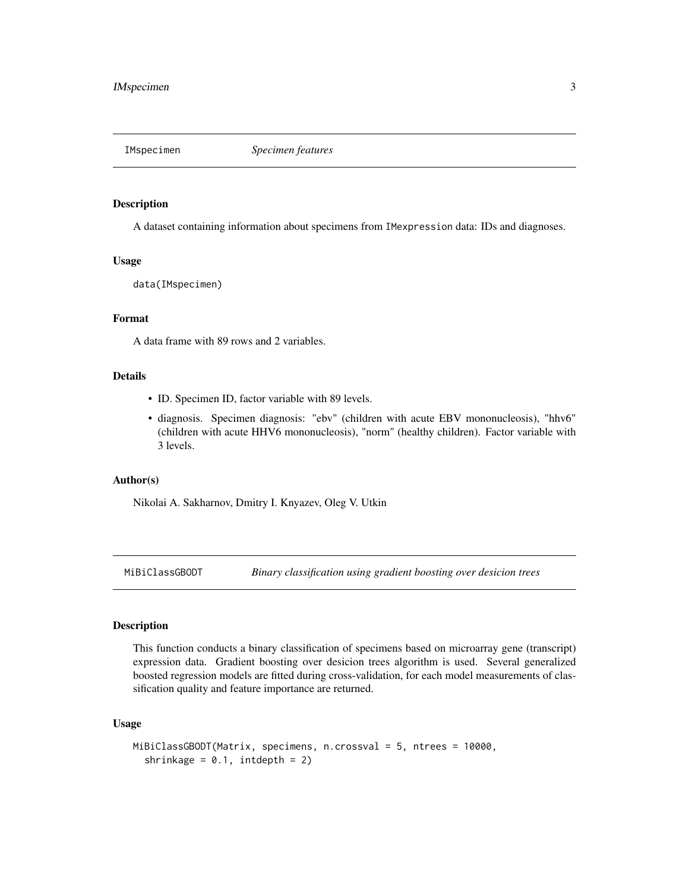## IMspecimen *Specimen features*

### Description

A dataset containing information about specimens from `IMexpression` data: IDs and diagnoses.

### Usage

```
data(IMspecimen)
```

### Format

A data frame with 89 rows and 2 variables.

### Details

- ID. Specimen ID, factor variable with 89 levels.
- diagnosis. Specimen diagnosis: "ebv" (children with acute EBV mononucleosis), "hhv6" (children with acute HHV6 mononucleosis), "norm" (healthy children). Factor variable with 3 levels.

### Author(s)

Nikolai A. Sakharnov, Dmitry I. Knyazev, Oleg V. Utkin

## MiBiClassGBODT *Binary classification using gradient boosting over desicion trees*

### Description

This function conducts a binary classification of specimens based on microarray gene (transcript) expression data. Gradient boosting over desicion trees algorithm is used. Several generalized boosted regression models are fitted during cross-validation, for each model measurements of classification quality and feature importance are returned.

### Usage

```
MiBiClassGBODT(Matrix, specimens, n.crossval = 5, ntrees = 10000,
  shrinkage = 0.1, intdepth = 2)
```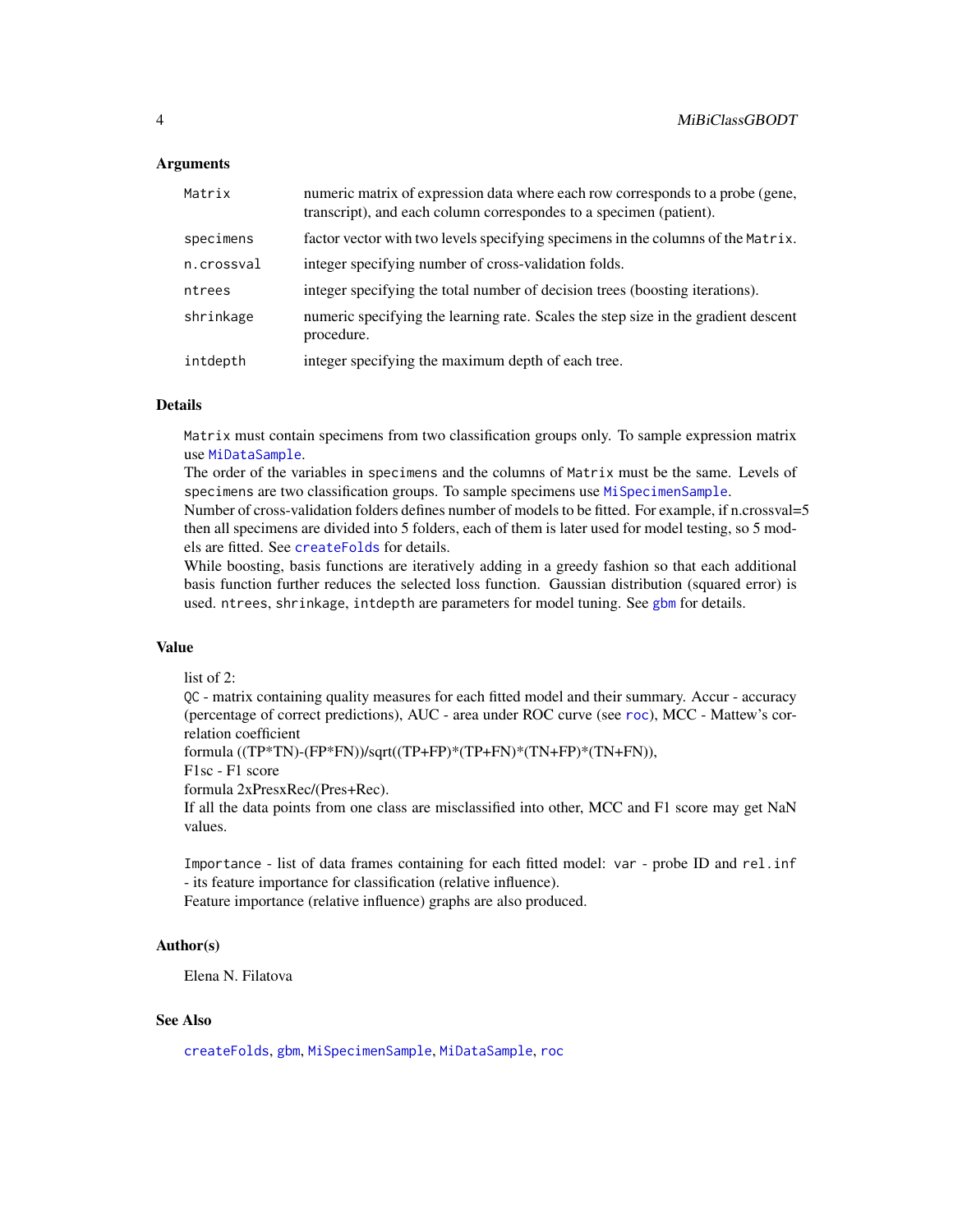### Arguments

| | |
|---|---|
| `Matrix` | numeric matrix of expression data where each row corresponds to a probe (gene, transcript), and each column correspondes to a specimen (patient). |
| `specimens` | factor vector with two levels specifying specimens in the columns of the `Matrix`. |
| `n.crossval` | integer specifying number of cross-validation folds. |
| `ntrees` | integer specifying the total number of decision trees (boosting iterations). |
| `shrinkage` | numeric specifying the learning rate. Scales the step size in the gradient descent procedure. |
| `intdepth` | integer specifying the maximum depth of each tree. |

### Details

`Matrix` must contain specimens from two classification groups only. To sample expression matrix use `MiDataSample`.
The order of the variables in `specimens` and the columns of `Matrix` must be the same. Levels of `specimens` are two classification groups. To sample specimens use `MiSpecimenSample`.
Number of cross-validation folders defines number of models to be fitted. For example, if n.crossval=5 then all specimens are divided into 5 folders, each of them is later used for model testing, so 5 models are fitted. See `createFolds` for details.
While boosting, basis functions are iteratively adding in a greedy fashion so that each additional basis function further reduces the selected loss function. Gaussian distribution (squared error) is used. `ntrees`, `shrinkage`, `intdepth` are parameters for model tuning. See `gbm` for details.

### Value

list of 2:
`QC` - matrix containing quality measures for each fitted model and their summary. Accur - accuracy (percentage of correct predictions), AUC - area under ROC curve (see `roc`), MCC - Mattew's correlation coefficient
formula ((TP*TN)-(FP*FN))/sqrt((TP+FP)*(TP+FN)*(TN+FP)*(TN+FN)),
F1sc - F1 score
formula 2xPresxRec/(Pres+Rec).
If all the data points from one class are misclassified into other, MCC and F1 score may get NaN values.

`Importance` - list of data frames containing for each fitted model: `var` - probe ID and `rel.inf` - its feature importance for classification (relative influence).
Feature importance (relative influence) graphs are also produced.

### Author(s)

Elena N. Filatova

### See Also

`createFolds`, `gbm`, `MiSpecimenSample`, `MiDataSample`, `roc`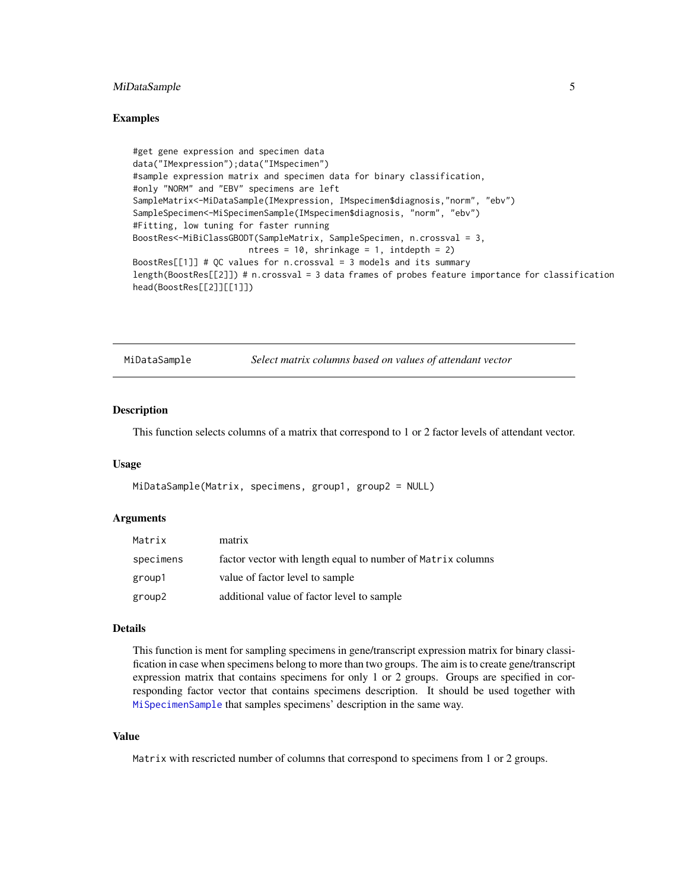## Examples

```
#get gene expression and specimen data
data("IMexpression");data("IMspecimen")
#sample expression matrix and specimen data for binary classification,
#only "NORM" and "EBV" specimens are left
SampleMatrix<-MiDataSample(IMexpression, IMspecimen$diagnosis,"norm", "ebv")
SampleSpecimen<-MiSpecimenSample(IMspecimen$diagnosis, "norm", "ebv")
#Fitting, low tuning for faster running
BoostRes<-MiBiClassGBODT(SampleMatrix, SampleSpecimen, n.crossval = 3,
                          ntrees = 10, shrinkage = 1, intdepth = 2)
BoostRes[[1]] # QC values for n.crossval = 3 models and its summary
length(BoostRes[[2]]) # n.crossval = 3 data frames of probes feature importance for classification
head(BoostRes[[2]][[1]])
```

---

# MiDataSample — *Select matrix columns based on values of attendant vector*

## Description

This function selects columns of a matrix that correspond to 1 or 2 factor levels of attendant vector.

## Usage

```
MiDataSample(Matrix, specimens, group1, group2 = NULL)
```

## Arguments

| | |
|---|---|
| Matrix | matrix |
| specimens | factor vector with length equal to number of Matrix columns |
| group1 | value of factor level to sample |
| group2 | additional value of factor level to sample |

## Details

This function is ment for sampling specimens in gene/transcript expression matrix for binary classification in case when specimens belong to more than two groups. The aim is to create gene/transcript expression matrix that contains specimens for only 1 or 2 groups. Groups are specified in corresponding factor vector that contains specimens description. It should be used together with MiSpecimenSample that samples specimens' description in the same way.

## Value

Matrix with rescricted number of columns that correspond to specimens from 1 or 2 groups.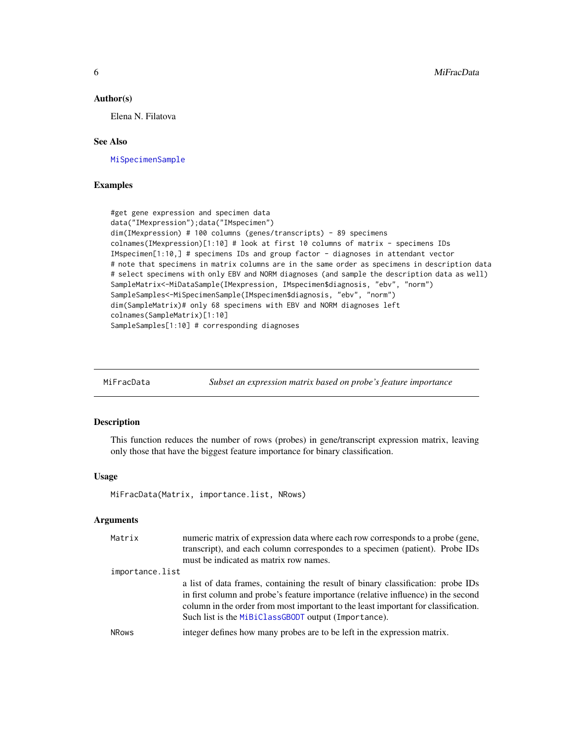## Author(s)

Elena N. Filatova

## See Also

MiSpecimenSample

## Examples

```
#get gene expression and specimen data
data("IMexpression");data("IMspecimen")
dim(IMexpression) # 100 columns (genes/transcripts) - 89 specimens
colnames(IMexpression)[1:10] # look at first 10 columns of matrix - specimens IDs
IMspecimen[1:10,] # specimens IDs and group factor - diagnoses in attendant vector
# note that specimens in matrix columns are in the same order as specimens in description data
# select specimens with only EBV and NORM diagnoses (and sample the description data as well)
SampleMatrix<-MiDataSample(IMexpression, IMspecimen$diagnosis, "ebv", "norm")
SampleSamples<-MiSpecimenSample(IMspecimen$diagnosis, "ebv", "norm")
dim(SampleMatrix)# only 68 specimens with EBV and NORM diagnoses left
colnames(SampleMatrix)[1:10]
SampleSamples[1:10] # corresponding diagnoses
```

---

# MiFracData — *Subset an expression matrix based on probe's feature importance*

## Description

This function reduces the number of rows (probes) in gene/transcript expression matrix, leaving only those that have the biggest feature importance for binary classification.

## Usage

```
MiFracData(Matrix, importance.list, NRows)
```

## Arguments

| Argument | Description |
|---|---|
| `Matrix` | numeric matrix of expression data where each row corresponds to a probe (gene, transcript), and each column correspondes to a specimen (patient). Probe IDs must be indicated as matrix row names. |
| `importance.list` | a list of data frames, containing the result of binary classification: probe IDs in first column and probe's feature importance (relative influence) in the second column in the order from most important to the least important for classification. Such list is the MiBiClassGBODT output (Importance). |
| `NRows` | integer defines how many probes are to be left in the expression matrix. |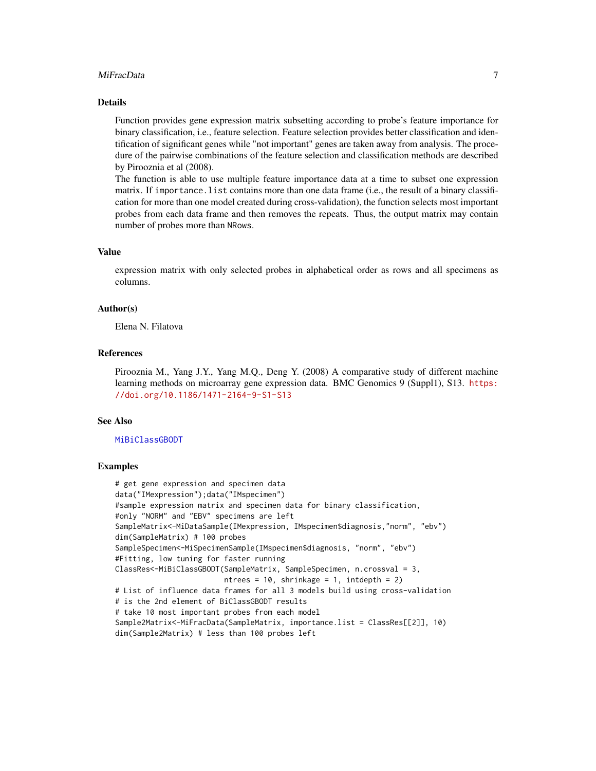## Details

Function provides gene expression matrix subsetting according to probe's feature importance for binary classification, i.e., feature selection. Feature selection provides better classification and identification of significant genes while "not important" genes are taken away from analysis. The procedure of the pairwise combinations of the feature selection and classification methods are described by Pirooznia et al (2008).

The function is able to use multiple feature importance data at a time to subset one expression matrix. If `importance.list` contains more than one data frame (i.e., the result of a binary classification for more than one model created during cross-validation), the function selects most important probes from each data frame and then removes the repeats. Thus, the output matrix may contain number of probes more than `NRows`.

## Value

expression matrix with only selected probes in alphabetical order as rows and all specimens as columns.

## Author(s)

Elena N. Filatova

## References

Pirooznia M., Yang J.Y., Yang M.Q., Deng Y. (2008) A comparative study of different machine learning methods on microarray gene expression data. BMC Genomics 9 (Suppl1), S13. https://doi.org/10.1186/1471-2164-9-S1-S13

## See Also

`MiBiClassGBODT`

## Examples

```
# get gene expression and specimen data
data("IMexpression");data("IMspecimen")
#sample expression matrix and specimen data for binary classification,
#only "NORM" and "EBV" specimens are left
SampleMatrix<-MiDataSample(IMexpression, IMspecimen$diagnosis,"norm", "ebv")
dim(SampleMatrix) # 100 probes
SampleSpecimen<-MiSpecimenSample(IMspecimen$diagnosis, "norm", "ebv")
#Fitting, low tuning for faster running
ClassRes<-MiBiClassGBODT(SampleMatrix, SampleSpecimen, n.crossval = 3,
                         ntrees = 10, shrinkage = 1, intdepth = 2)
# List of influence data frames for all 3 models build using cross-validation
# is the 2nd element of BiClassGBODT results
# take 10 most important probes from each model
Sample2Matrix<-MiFracData(SampleMatrix, importance.list = ClassRes[[2]], 10)
dim(Sample2Matrix) # less than 100 probes left
```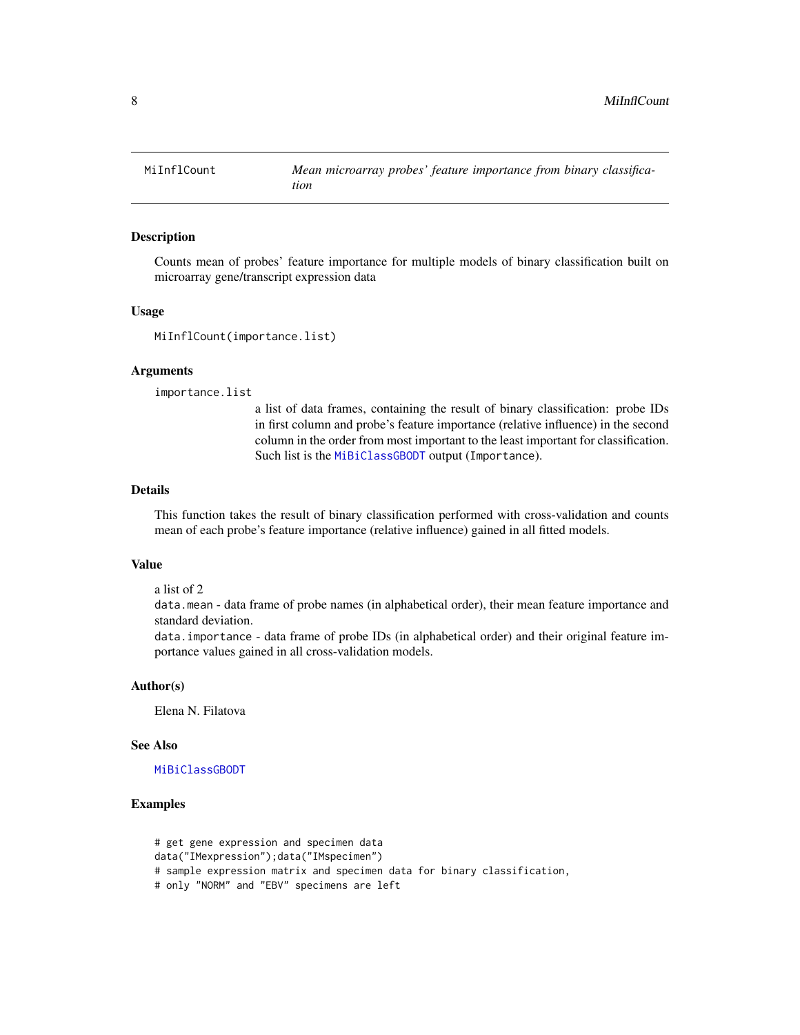MiInflCount — *Mean microarray probes' feature importance from binary classification*

## Description

Counts mean of probes' feature importance for multiple models of binary classification built on microarray gene/transcript expression data

## Usage

```
MiInflCount(importance.list)
```

## Arguments

`importance.list`
: a list of data frames, containing the result of binary classification: probe IDs in first column and probe's feature importance (relative influence) in the second column in the order from most important to the least important for classification. Such list is the MiBiClassGBODT output (`Importance`).

## Details

This function takes the result of binary classification performed with cross-validation and counts mean of each probe's feature importance (relative influence) gained in all fitted models.

## Value

a list of 2

`data.mean` - data frame of probe names (in alphabetical order), their mean feature importance and standard deviation.

`data.importance` - data frame of probe IDs (in alphabetical order) and their original feature importance values gained in all cross-validation models.

## Author(s)

Elena N. Filatova

## See Also

MiBiClassGBODT

## Examples

```
# get gene expression and specimen data
data("IMexpression");data("IMspecimen")
# sample expression matrix and specimen data for binary classification,
# only "NORM" and "EBV" specimens are left
```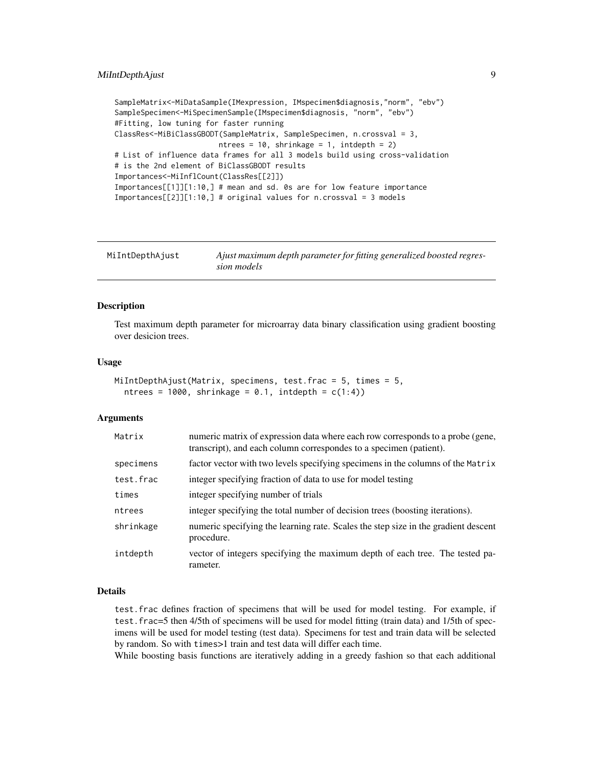```
SampleMatrix<-MiDataSample(IMexpression, IMspecimen$diagnosis,"norm", "ebv")
SampleSpecimen<-MiSpecimenSample(IMspecimen$diagnosis, "norm", "ebv")
#Fitting, low tuning for faster running
ClassRes<-MiBiClassGBODT(SampleMatrix, SampleSpecimen, n.crossval = 3,
                        ntrees = 10, shrinkage = 1, intdepth = 2)
# List of influence data frames for all 3 models build using cross-validation
# is the 2nd element of BiClassGBODT results
Importances<-MiInflCount(ClassRes[[2]])
Importances[[1]][1:10,] # mean and sd. 0s are for low feature importance
Importances[[2]][1:10,] # original values for n.crossval = 3 models
```

## MiIntDepthAjust — *Ajust maximum depth parameter for fitting generalized boosted regression models*

### Description

Test maximum depth parameter for microarray data binary classification using gradient boosting over desicion trees.

### Usage

```
MiIntDepthAjust(Matrix, specimens, test.frac = 5, times = 5,
  ntrees = 1000, shrinkage = 0.1, intdepth = c(1:4))
```

### Arguments

| Argument | Description |
|---|---|
| `Matrix` | numeric matrix of expression data where each row corresponds to a probe (gene, transcript), and each column correspondes to a specimen (patient). |
| `specimens` | factor vector with two levels specifying specimens in the columns of the `Matrix` |
| `test.frac` | integer specifying fraction of data to use for model testing |
| `times` | integer specifying number of trials |
| `ntrees` | integer specifying the total number of decision trees (boosting iterations). |
| `shrinkage` | numeric specifying the learning rate. Scales the step size in the gradient descent procedure. |
| `intdepth` | vector of integers specifying the maximum depth of each tree. The tested parameter. |

### Details

`test.frac` defines fraction of specimens that will be used for model testing. For example, if `test.frac=5` then 4/5th of specimens will be used for model fitting (train data) and 1/5th of specimens will be used for model testing (test data). Specimens for test and train data will be selected by random. So with `times>1` train and test data will differ each time.

While boosting basis functions are iteratively adding in a greedy fashion so that each additional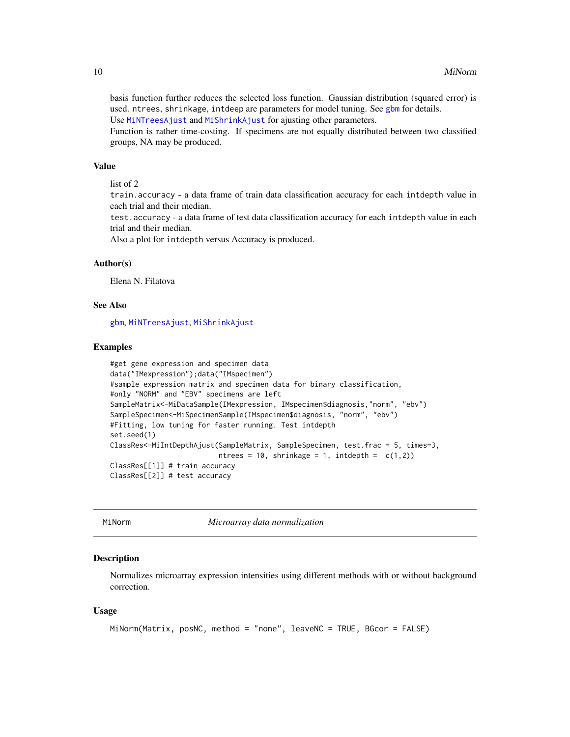basis function further reduces the selected loss function. Gaussian distribution (squared error) is used. ntrees, shrinkage, intdeep are parameters for model tuning. See gbm for details.
Use MiNTreesAjust and MiShrinkAjust for ajusting other parameters.
Function is rather time-costing. If specimens are not equally distributed between two classified groups, NA may be produced.

### Value

list of 2
train.accuracy - a data frame of train data classification accuracy for each intdepth value in each trial and their median.
test.accuracy - a data frame of test data classification accuracy for each intdepth value in each trial and their median.
Also a plot for intdepth versus Accuracy is produced.

### Author(s)

Elena N. Filatova

### See Also

gbm, MiNTreesAjust, MiShrinkAjust

### Examples

```
#get gene expression and specimen data
data("IMexpression");data("IMspecimen")
#sample expression matrix and specimen data for binary classification,
#only "NORM" and "EBV" specimens are left
SampleMatrix<-MiDataSample(IMexpression, IMspecimen$diagnosis,"norm", "ebv")
SampleSpecimen<-MiSpecimenSample(IMspecimen$diagnosis, "norm", "ebv")
#Fitting, low tuning for faster running. Test intdepth
set.seed(1)
ClassRes<-MiIntDepthAjust(SampleMatrix, SampleSpecimen, test.frac = 5, times=3,
                          ntrees = 10, shrinkage = 1, intdepth =  c(1,2))
ClassRes[[1]] # train accuracy
ClassRes[[2]] # test accuracy
```

---

## MiNorm *Microarray data normalization*

### Description

Normalizes microarray expression intensities using different methods with or without background correction.

### Usage

```
MiNorm(Matrix, posNC, method = "none", leaveNC = TRUE, BGcor = FALSE)
```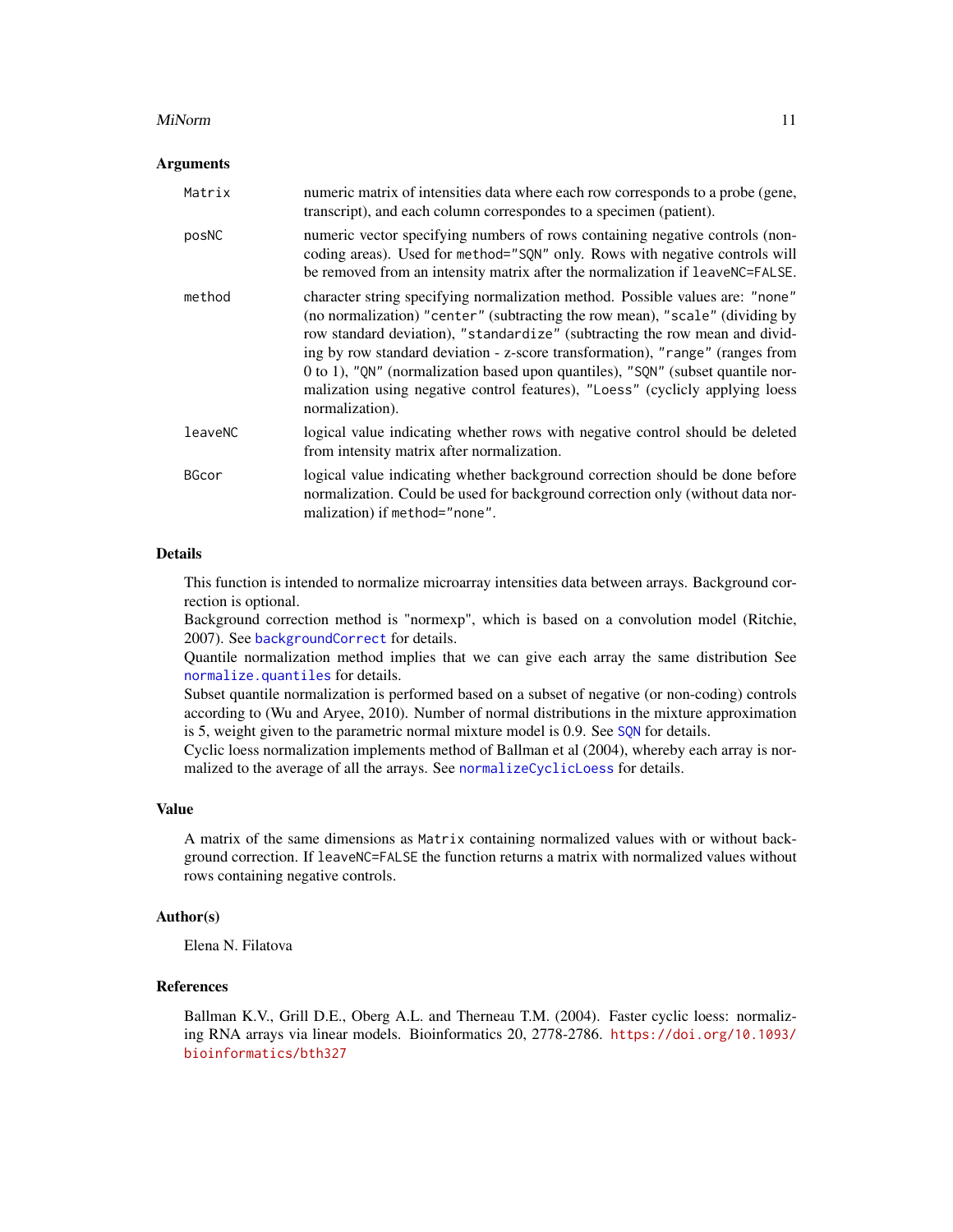### Arguments

| | |
|---|---|
| `Matrix` | numeric matrix of intensities data where each row corresponds to a probe (gene, transcript), and each column correspondes to a specimen (patient). |
| `posNC` | numeric vector specifying numbers of rows containing negative controls (non-coding areas). Used for `method="SQN"` only. Rows with negative controls will be removed from an intensity matrix after the normalization if `leaveNC=FALSE`. |
| `method` | character string specifying normalization method. Possible values are: `"none"` (no normalization) `"center"` (subtracting the row mean), `"scale"` (dividing by row standard deviation), `"standardize"` (subtracting the row mean and dividing by row standard deviation - z-score transformation), `"range"` (ranges from 0 to 1), `"QN"` (normalization based upon quantiles), `"SQN"` (subset quantile normalization using negative control features), `"Loess"` (cyclicly applying loess normalization). |
| `leaveNC` | logical value indicating whether rows with negative control should be deleted from intensity matrix after normalization. |
| `BGcor` | logical value indicating whether background correction should be done before normalization. Could be used for background correction only (without data normalization) if `method="none"`. |

### Details

This function is intended to normalize microarray intensities data between arrays. Background correction is optional.
Background correction method is "normexp", which is based on a convolution model (Ritchie, 2007). See `backgroundCorrect` for details.
Quantile normalization method implies that we can give each array the same distribution See `normalize.quantiles` for details.
Subset quantile normalization is performed based on a subset of negative (or non-coding) controls according to (Wu and Aryee, 2010). Number of normal distributions in the mixture approximation is 5, weight given to the parametric normal mixture model is 0.9. See `SQN` for details.
Cyclic loess normalization implements method of Ballman et al (2004), whereby each array is normalized to the average of all the arrays. See `normalizeCyclicLoess` for details.

### Value

A matrix of the same dimensions as `Matrix` containing normalized values with or without background correction. If `leaveNC=FALSE` the function returns a matrix with normalized values without rows containing negative controls.

### Author(s)

Elena N. Filatova

### References

Ballman K.V., Grill D.E., Oberg A.L. and Therneau T.M. (2004). Faster cyclic loess: normalizing RNA arrays via linear models. Bioinformatics 20, 2778-2786. https://doi.org/10.1093/bioinformatics/bth327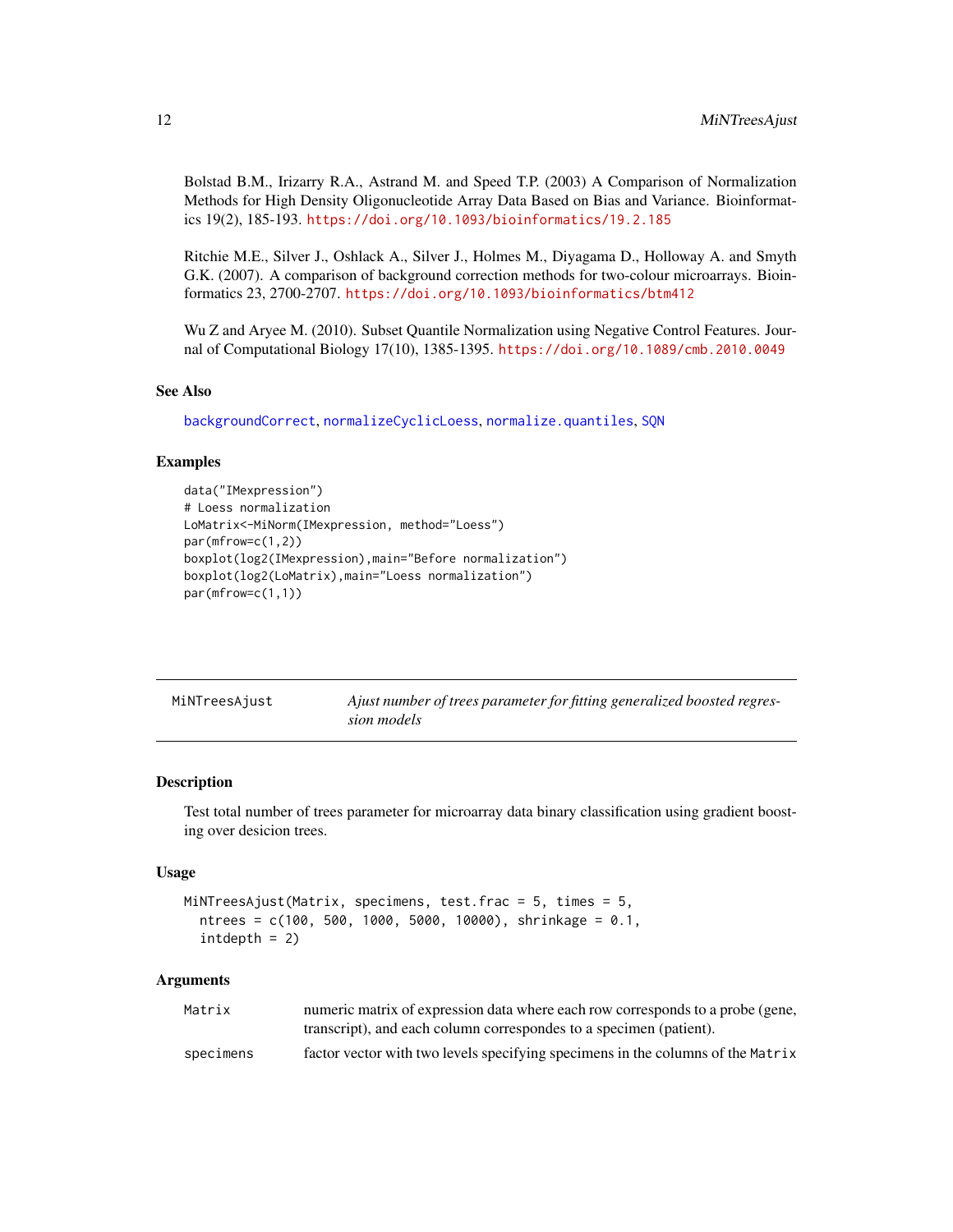Bolstad B.M., Irizarry R.A., Astrand M. and Speed T.P. (2003) A Comparison of Normalization Methods for High Density Oligonucleotide Array Data Based on Bias and Variance. Bioinformatics 19(2), 185-193. https://doi.org/10.1093/bioinformatics/19.2.185

Ritchie M.E., Silver J., Oshlack A., Silver J., Holmes M., Diyagama D., Holloway A. and Smyth G.K. (2007). A comparison of background correction methods for two-colour microarrays. Bioinformatics 23, 2700-2707. https://doi.org/10.1093/bioinformatics/btm412

Wu Z and Aryee M. (2010). Subset Quantile Normalization using Negative Control Features. Journal of Computational Biology 17(10), 1385-1395. https://doi.org/10.1089/cmb.2010.0049

### See Also

backgroundCorrect, normalizeCyclicLoess, normalize.quantiles, SQN

### Examples

```
data("IMexpression")
# Loess normalization
LoMatrix<-MiNorm(IMexpression, method="Loess")
par(mfrow=c(1,2))
boxplot(log2(IMexpression),main="Before normalization")
boxplot(log2(LoMatrix),main="Loess normalization")
par(mfrow=c(1,1))
```

---

## MiNTreesAjust — *Ajust number of trees parameter for fitting generalized boosted regression models*

### Description

Test total number of trees parameter for microarray data binary classification using gradient boosting over desicion trees.

### Usage

```
MiNTreesAjust(Matrix, specimens, test.frac = 5, times = 5,
  ntrees = c(100, 500, 1000, 5000, 10000), shrinkage = 0.1,
  intdepth = 2)
```

### Arguments

| | |
|---|---|
| Matrix | numeric matrix of expression data where each row corresponds to a probe (gene, transcript), and each column correspondes to a specimen (patient). |
| specimens | factor vector with two levels specifying specimens in the columns of the Matrix |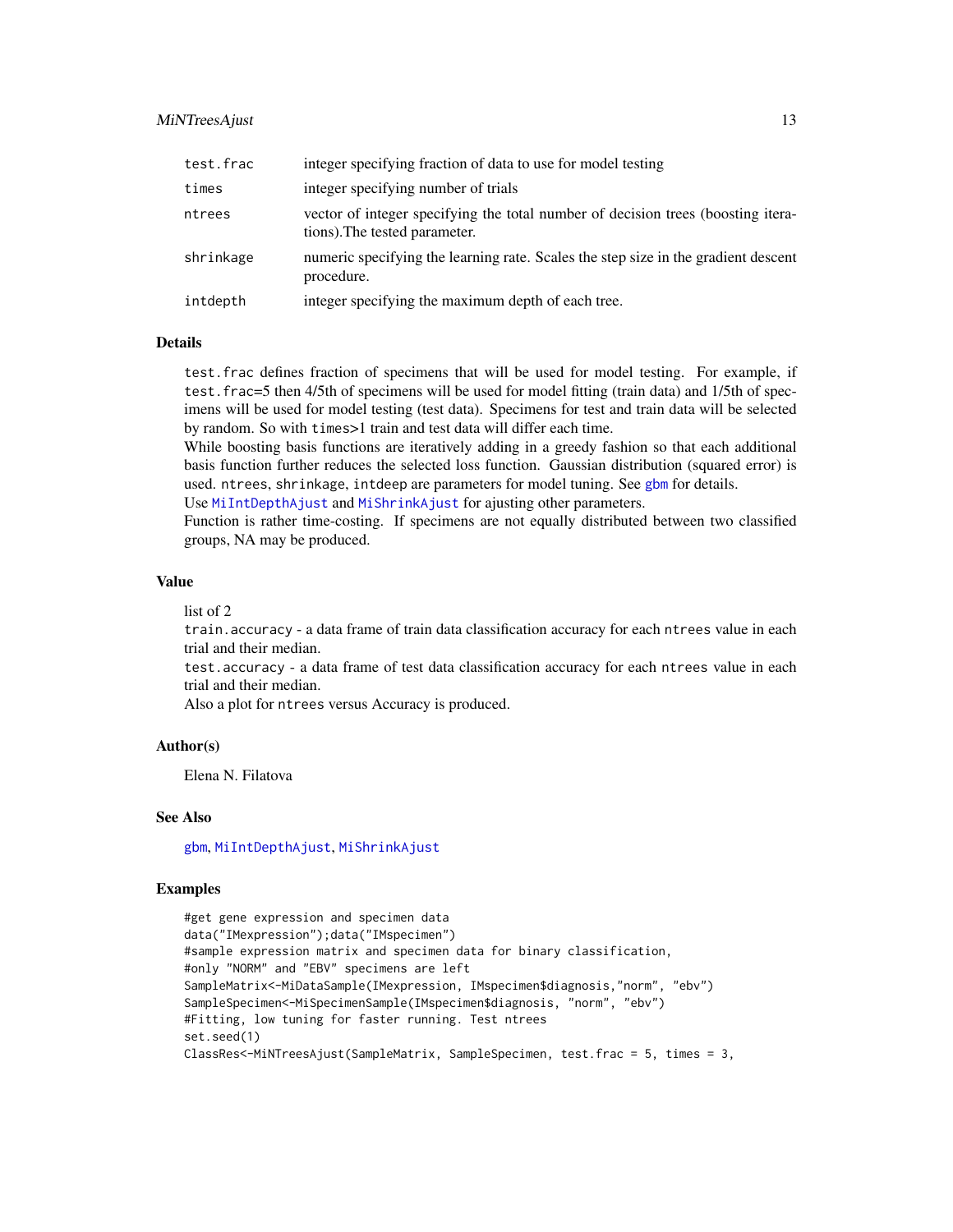| | |
|---|---|
| test.frac | integer specifying fraction of data to use for model testing |
| times | integer specifying number of trials |
| ntrees | vector of integer specifying the total number of decision trees (boosting iterations).The tested parameter. |
| shrinkage | numeric specifying the learning rate. Scales the step size in the gradient descent procedure. |
| intdepth | integer specifying the maximum depth of each tree. |

### Details

test.frac defines fraction of specimens that will be used for model testing. For example, if test.frac=5 then 4/5th of specimens will be used for model fitting (train data) and 1/5th of specimens will be used for model testing (test data). Specimens for test and train data will be selected by random. So with times>1 train and test data will differ each time.

While boosting basis functions are iteratively adding in a greedy fashion so that each additional basis function further reduces the selected loss function. Gaussian distribution (squared error) is used. ntrees, shrinkage, intdeep are parameters for model tuning. See gbm for details.

Use MiIntDepthAjust and MiShrinkAjust for ajusting other parameters.

Function is rather time-costing. If specimens are not equally distributed between two classified groups, NA may be produced.

### Value

list of 2

train.accuracy - a data frame of train data classification accuracy for each ntrees value in each trial and their median.

test.accuracy - a data frame of test data classification accuracy for each ntrees value in each trial and their median.

Also a plot for ntrees versus Accuracy is produced.

### Author(s)

Elena N. Filatova

### See Also

gbm, MiIntDepthAjust, MiShrinkAjust

### Examples

```
#get gene expression and specimen data
data("IMexpression");data("IMspecimen")
#sample expression matrix and specimen data for binary classification,
#only "NORM" and "EBV" specimens are left
SampleMatrix<-MiDataSample(IMexpression, IMspecimen$diagnosis,"norm", "ebv")
SampleSpecimen<-MiSpecimenSample(IMspecimen$diagnosis, "norm", "ebv")
#Fitting, low tuning for faster running. Test ntrees
set.seed(1)
ClassRes<-MiNTreesAjust(SampleMatrix, SampleSpecimen, test.frac = 5, times = 3,
```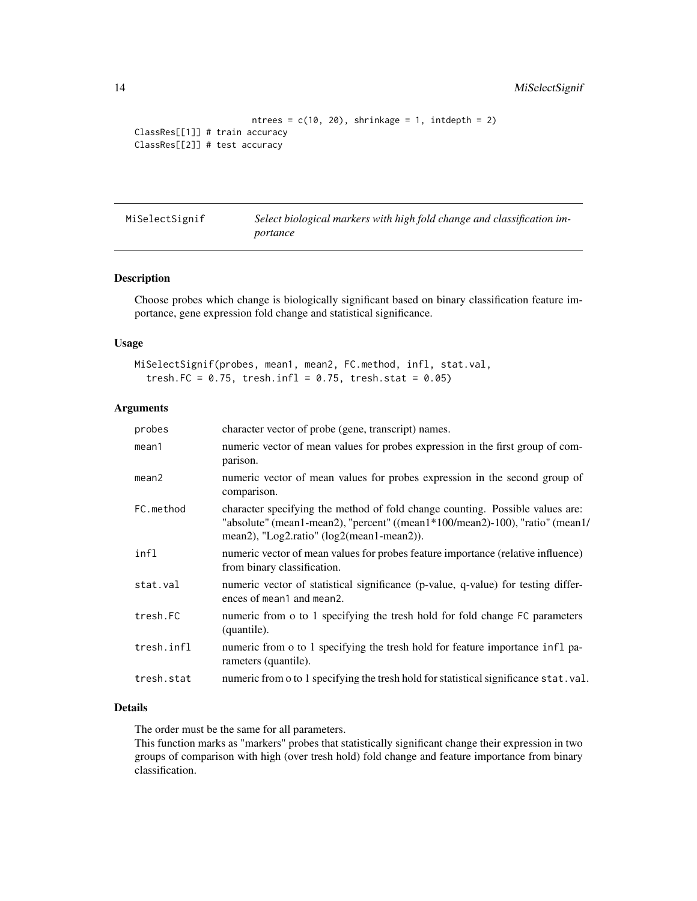```
                    ntrees = c(10, 20), shrinkage = 1, intdepth = 2)
ClassRes[[1]] # train accuracy
ClassRes[[2]] # test accuracy
```

---

## MiSelectSignif — *Select biological markers with high fold change and classification importance*

### Description

Choose probes which change is biologically significant based on binary classification feature importance, gene expression fold change and statistical significance.

### Usage

```
MiSelectSignif(probes, mean1, mean2, FC.method, infl, stat.val,
  tresh.FC = 0.75, tresh.infl = 0.75, tresh.stat = 0.05)
```

### Arguments

| | |
|---|---|
| `probes` | character vector of probe (gene, transcript) names. |
| `mean1` | numeric vector of mean values for probes expression in the first group of comparison. |
| `mean2` | numeric vector of mean values for probes expression in the second group of comparison. |
| `FC.method` | character specifying the method of fold change counting. Possible values are: "absolute" (mean1-mean2), "percent" ((mean1*100/mean2)-100), "ratio" (mean1/mean2), "Log2.ratio" (log2(mean1-mean2)). |
| `infl` | numeric vector of mean values for probes feature importance (relative influence) from binary classification. |
| `stat.val` | numeric vector of statistical significance (p-value, q-value) for testing differences of `mean1` and `mean2`. |
| `tresh.FC` | numeric from o to 1 specifying the tresh hold for fold change `FC` parameters (quantile). |
| `tresh.infl` | numeric from o to 1 specifying the tresh hold for feature importance `infl` parameters (quantile). |
| `tresh.stat` | numeric from o to 1 specifying the tresh hold for statistical significance `stat.val`. |

### Details

The order must be the same for all parameters.
This function marks as "markers" probes that statistically significant change their expression in two groups of comparison with high (over tresh hold) fold change and feature importance from binary classification.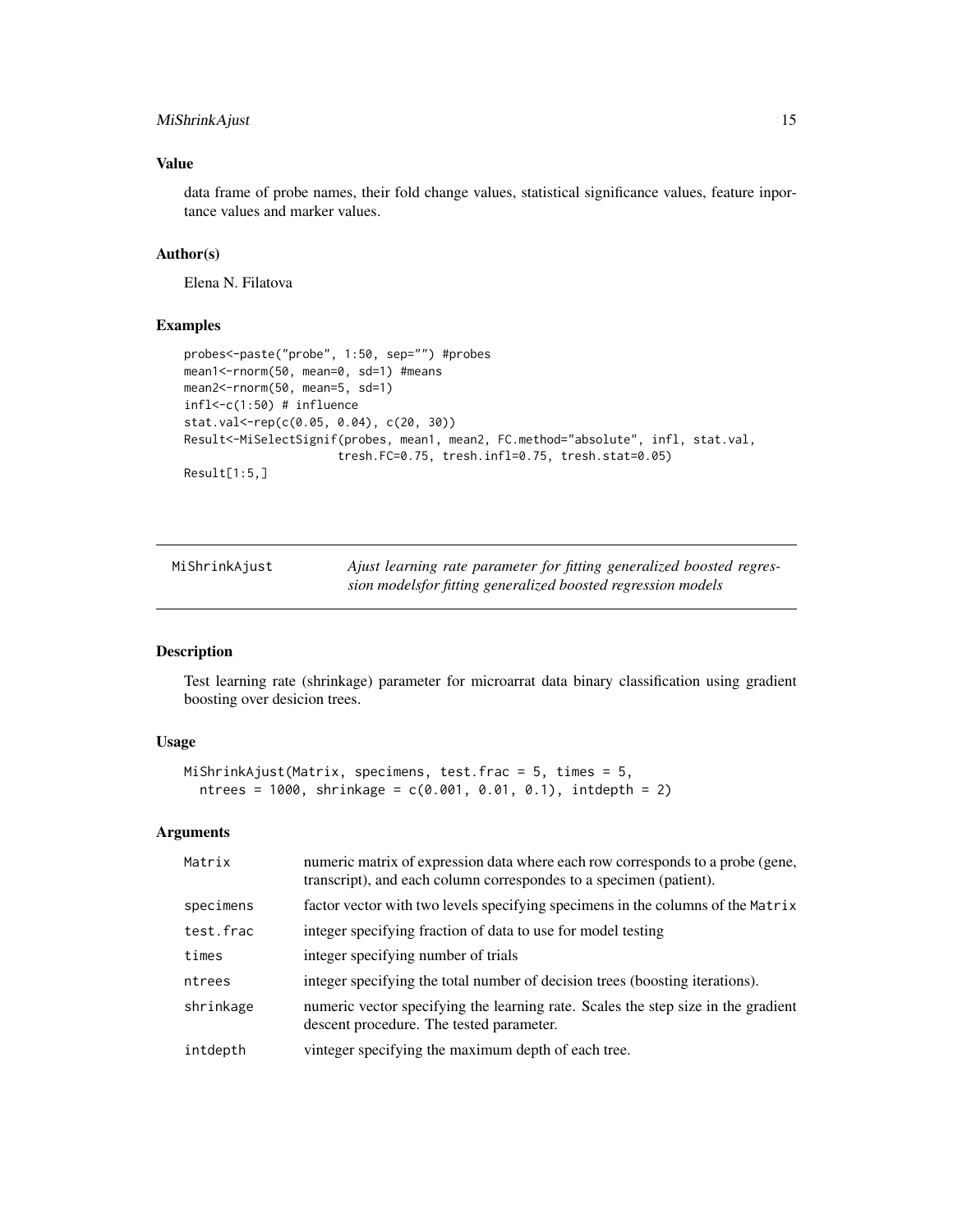## Value

data frame of probe names, their fold change values, statistical significance values, feature inportance values and marker values.

## Author(s)

Elena N. Filatova

## Examples

```
probes<-paste("probe", 1:50, sep="") #probes
mean1<-rnorm(50, mean=0, sd=1) #means
mean2<-rnorm(50, mean=5, sd=1)
infl<-c(1:50) # influence
stat.val<-rep(c(0.05, 0.04), c(20, 30))
Result<-MiSelectSignif(probes, mean1, mean2, FC.method="absolute", infl, stat.val,
                      tresh.FC=0.75, tresh.infl=0.75, tresh.stat=0.05)
Result[1:5,]
```

---

# MiShrinkAjust — *Ajust learning rate parameter for fitting generalized boosted regression modelsfor fitting generalized boosted regression models*

---

## Description

Test learning rate (shrinkage) parameter for microarrat data binary classification using gradient boosting over desicion trees.

## Usage

```
MiShrinkAjust(Matrix, specimens, test.frac = 5, times = 5,
  ntrees = 1000, shrinkage = c(0.001, 0.01, 0.1), intdepth = 2)
```

## Arguments

| | |
|---|---|
| `Matrix` | numeric matrix of expression data where each row corresponds to a probe (gene, transcript), and each column correspondes to a specimen (patient). |
| `specimens` | factor vector with two levels specifying specimens in the columns of the `Matrix` |
| `test.frac` | integer specifying fraction of data to use for model testing |
| `times` | integer specifying number of trials |
| `ntrees` | integer specifying the total number of decision trees (boosting iterations). |
| `shrinkage` | numeric vector specifying the learning rate. Scales the step size in the gradient descent procedure. The tested parameter. |
| `intdepth` | vinteger specifying the maximum depth of each tree. |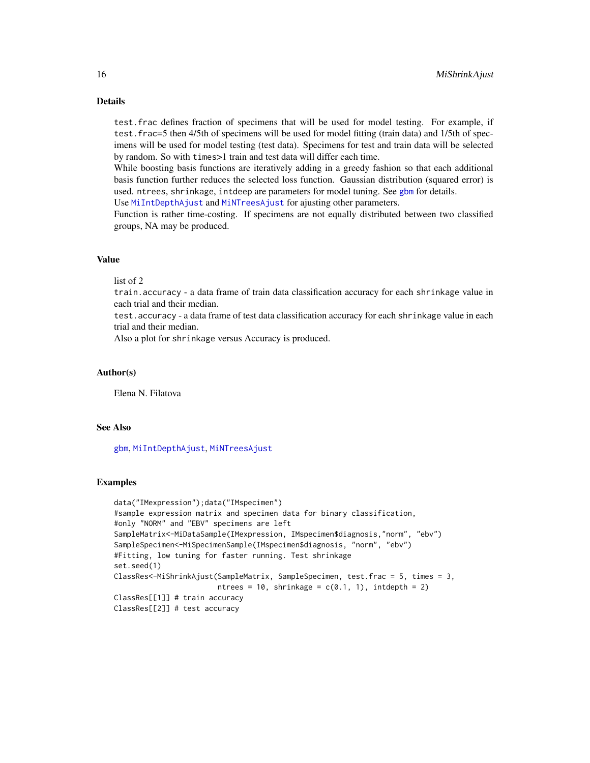## Details

`test.frac` defines fraction of specimens that will be used for model testing. For example, if `test.frac`=5 then 4/5th of specimens will be used for model fitting (train data) and 1/5th of specimens will be used for model testing (test data). Specimens for test and train data will be selected by random. So with `times`>1 train and test data will differ each time.
While boosting basis functions are iteratively adding in a greedy fashion so that each additional basis function further reduces the selected loss function. Gaussian distribution (squared error) is used. `ntrees`, `shrinkage`, `intdeep` are parameters for model tuning. See `gbm` for details.
Use `MiIntDepthAjust` and `MiNTreesAjust` for ajusting other parameters.
Function is rather time-costing. If specimens are not equally distributed between two classified groups, NA may be produced.

## Value

list of 2
`train.accuracy` - a data frame of train data classification accuracy for each `shrinkage` value in each trial and their median.
`test.accuracy` - a data frame of test data classification accuracy for each `shrinkage` value in each trial and their median.
Also a plot for `shrinkage` versus Accuracy is produced.

## Author(s)

Elena N. Filatova

## See Also

`gbm`, `MiIntDepthAjust`, `MiNTreesAjust`

## Examples

```
data("IMexpression");data("IMspecimen")
#sample expression matrix and specimen data for binary classification,
#only "NORM" and "EBV" specimens are left
SampleMatrix<-MiDataSample(IMexpression, IMspecimen$diagnosis,"norm", "ebv")
SampleSpecimen<-MiSpecimenSample(IMspecimen$diagnosis, "norm", "ebv")
#Fitting, low tuning for faster running. Test shrinkage
set.seed(1)
ClassRes<-MiShrinkAjust(SampleMatrix, SampleSpecimen, test.frac = 5, times = 3,
                        ntrees = 10, shrinkage = c(0.1, 1), intdepth = 2)
ClassRes[[1]] # train accuracy
ClassRes[[2]] # test accuracy
```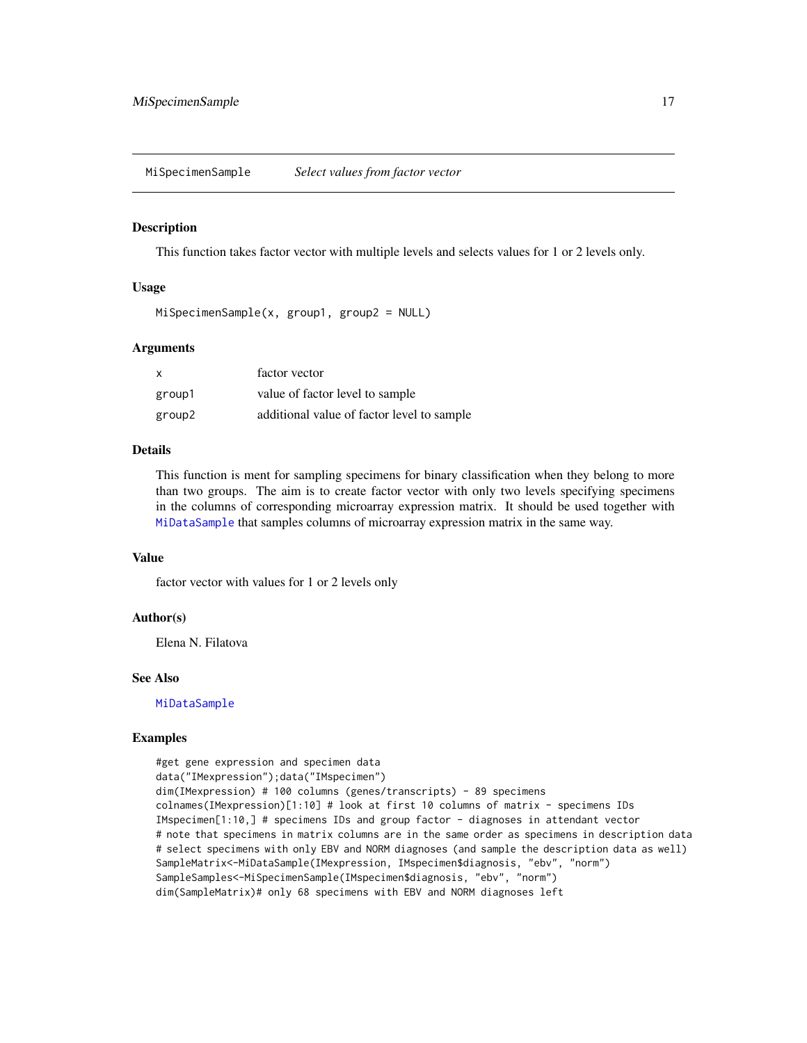## MiSpecimenSample — *Select values from factor vector*

### Description

This function takes factor vector with multiple levels and selects values for 1 or 2 levels only.

### Usage

```
MiSpecimenSample(x, group1, group2 = NULL)
```

### Arguments

| | |
|---|---|
| x | factor vector |
| group1 | value of factor level to sample |
| group2 | additional value of factor level to sample |

### Details

This function is ment for sampling specimens for binary classification when they belong to more than two groups. The aim is to create factor vector with only two levels specifying specimens in the columns of corresponding microarray expression matrix. It should be used together with MiDataSample that samples columns of microarray expression matrix in the same way.

### Value

factor vector with values for 1 or 2 levels only

### Author(s)

Elena N. Filatova

### See Also

MiDataSample

### Examples

```
#get gene expression and specimen data
data("IMexpression");data("IMspecimen")
dim(IMexpression) # 100 columns (genes/transcripts) - 89 specimens
colnames(IMexpression)[1:10] # look at first 10 columns of matrix - specimens IDs
IMspecimen[1:10,] # specimens IDs and group factor - diagnoses in attendant vector
# note that specimens in matrix columns are in the same order as specimens in description data
# select specimens with only EBV and NORM diagnoses (and sample the description data as well)
SampleMatrix<-MiDataSample(IMexpression, IMspecimen$diagnosis, "ebv", "norm")
SampleSamples<-MiSpecimenSample(IMspecimen$diagnosis, "ebv", "norm")
dim(SampleMatrix)# only 68 specimens with EBV and NORM diagnoses left
```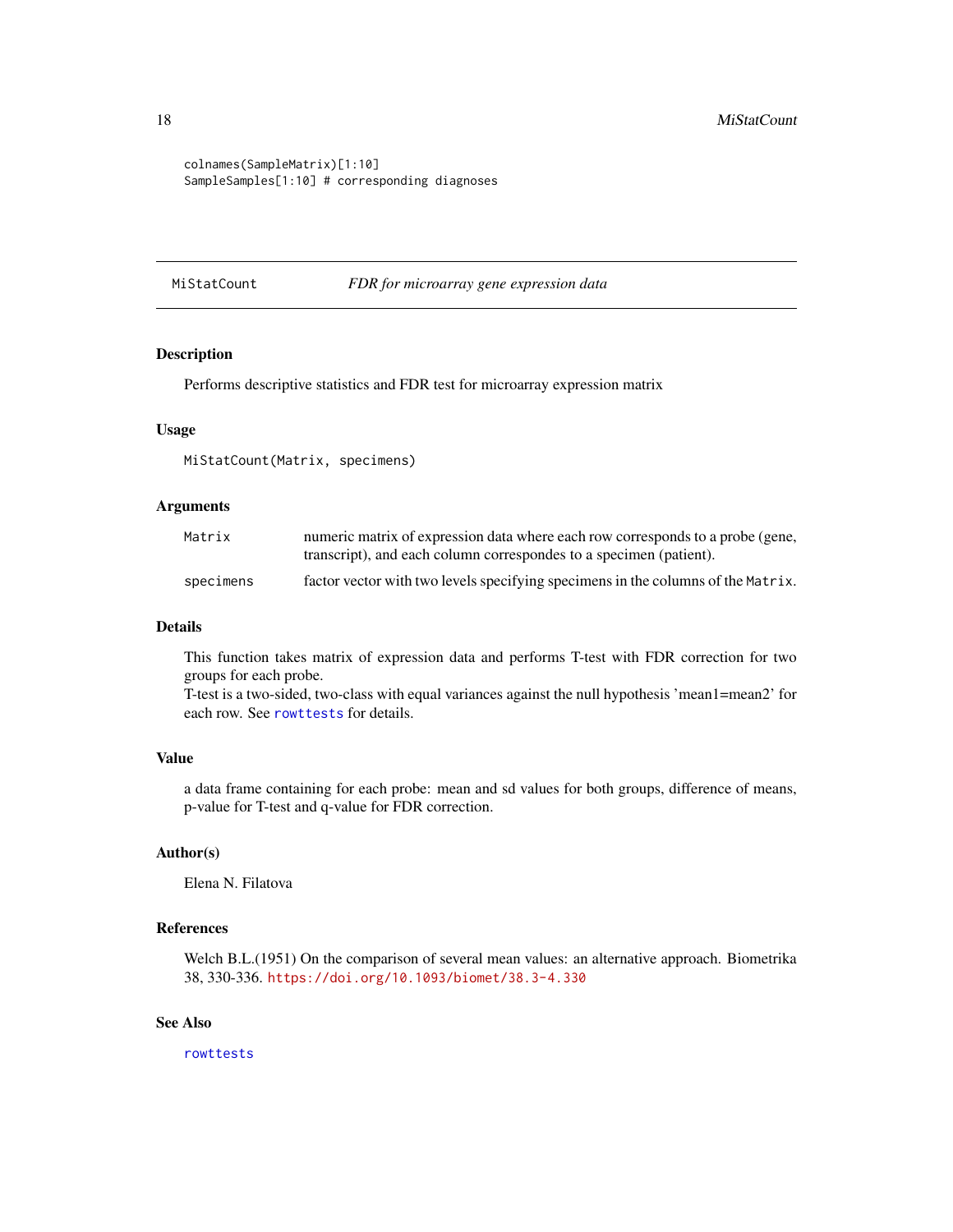```
colnames(SampleMatrix)[1:10]
SampleSamples[1:10] # corresponding diagnoses
```

---

`MiStatCount` *FDR for microarray gene expression data*

---

### Description

Performs descriptive statistics and FDR test for microarray expression matrix

### Usage

```
MiStatCount(Matrix, specimens)
```

### Arguments

| | |
|---|---|
| `Matrix` | numeric matrix of expression data where each row corresponds to a probe (gene, transcript), and each column correspondes to a specimen (patient). |
| `specimens` | factor vector with two levels specifying specimens in the columns of the `Matrix`. |

### Details

This function takes matrix of expression data and performs T-test with FDR correction for two groups for each probe.
T-test is a two-sided, two-class with equal variances against the null hypothesis 'mean1=mean2' for each row. See `rowttests` for details.

### Value

a data frame containing for each probe: mean and sd values for both groups, difference of means, p-value for T-test and q-value for FDR correction.

### Author(s)

Elena N. Filatova

### References

Welch B.L.(1951) On the comparison of several mean values: an alternative approach. Biometrika 38, 330-336. https://doi.org/10.1093/biomet/38.3-4.330

### See Also

`rowttests`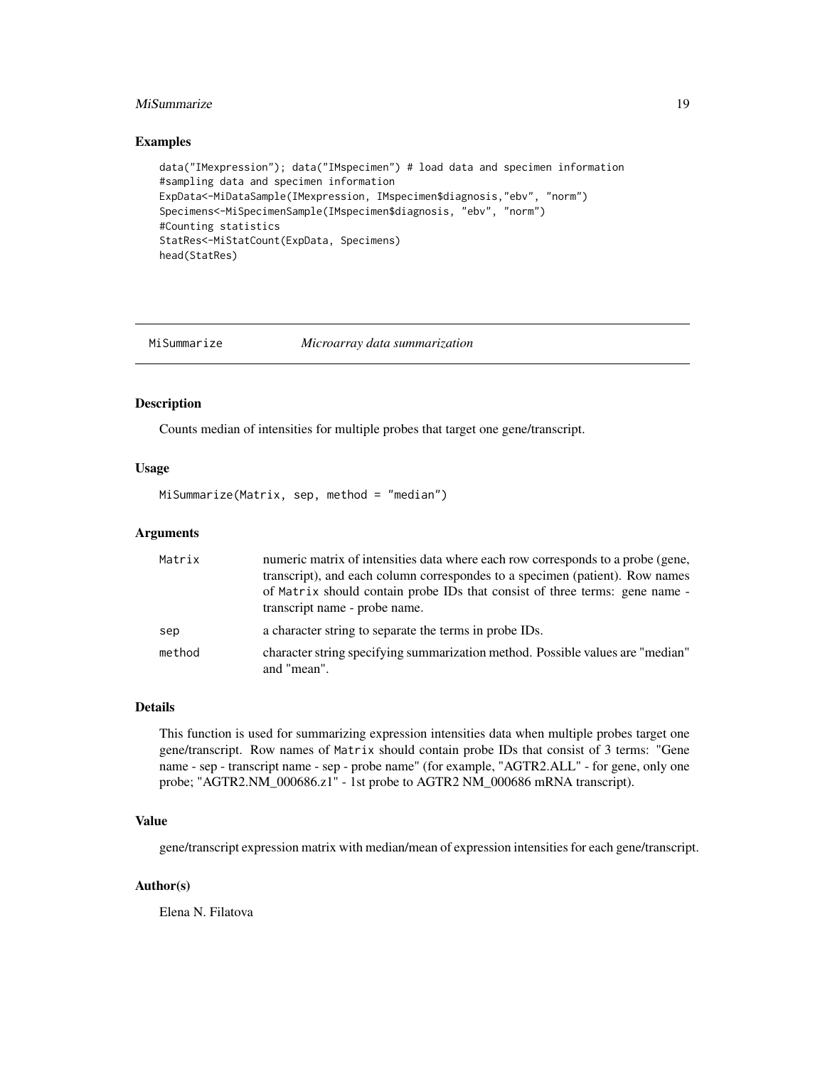## Examples

```
data("IMexpression"); data("IMspecimen") # load data and specimen information
#sampling data and specimen information
ExpData<-MiDataSample(IMexpression, IMspecimen$diagnosis,"ebv", "norm")
Specimens<-MiSpecimenSample(IMspecimen$diagnosis, "ebv", "norm")
#Counting statistics
StatRes<-MiStatCount(ExpData, Specimens)
head(StatRes)
```

---

# MiSummarize — *Microarray data summarization*

---

## Description

Counts median of intensities for multiple probes that target one gene/transcript.

## Usage

```
MiSummarize(Matrix, sep, method = "median")
```

## Arguments

| | |
|---|---|
| `Matrix` | numeric matrix of intensities data where each row corresponds to a probe (gene, transcript), and each column correspondes to a specimen (patient). Row names of `Matrix` should contain probe IDs that consist of three terms: gene name - transcript name - probe name. |
| `sep` | a character string to separate the terms in probe IDs. |
| `method` | character string specifying summarization method. Possible values are "median" and "mean". |

## Details

This function is used for summarizing expression intensities data when multiple probes target one gene/transcript. Row names of `Matrix` should contain probe IDs that consist of 3 terms: "Gene name - sep - transcript name - sep - probe name" (for example, "AGTR2.ALL" - for gene, only one probe; "AGTR2.NM_000686.z1" - 1st probe to AGTR2 NM_000686 mRNA transcript).

## Value

gene/transcript expression matrix with median/mean of expression intensities for each gene/transcript.

## Author(s)

Elena N. Filatova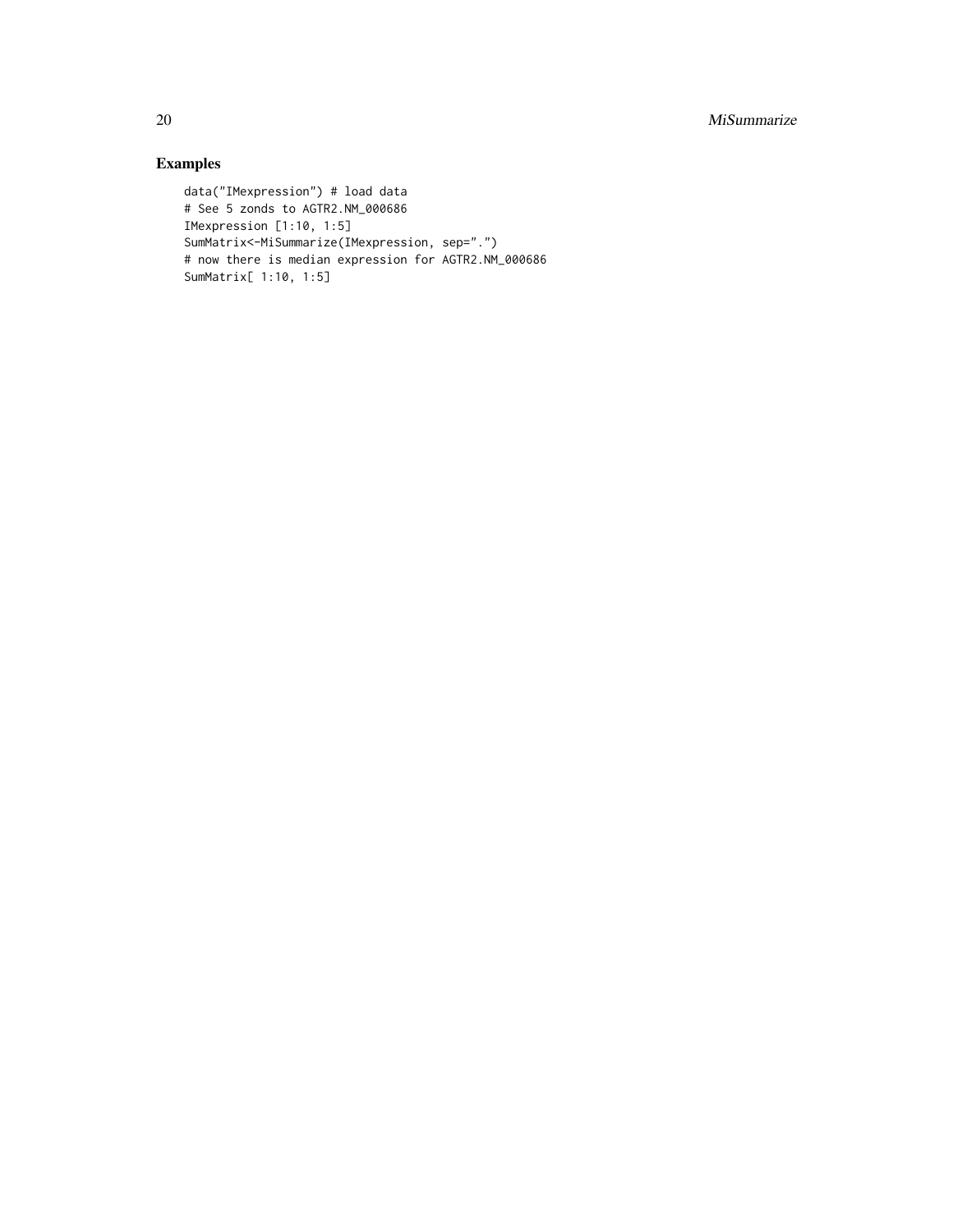## Examples

```
data("IMexpression") # load data
# See 5 zonds to AGTR2.NM_000686
IMexpression [1:10, 1:5]
SumMatrix<-MiSummarize(IMexpression, sep=".")
# now there is median expression for AGTR2.NM_000686
SumMatrix[ 1:10, 1:5]
```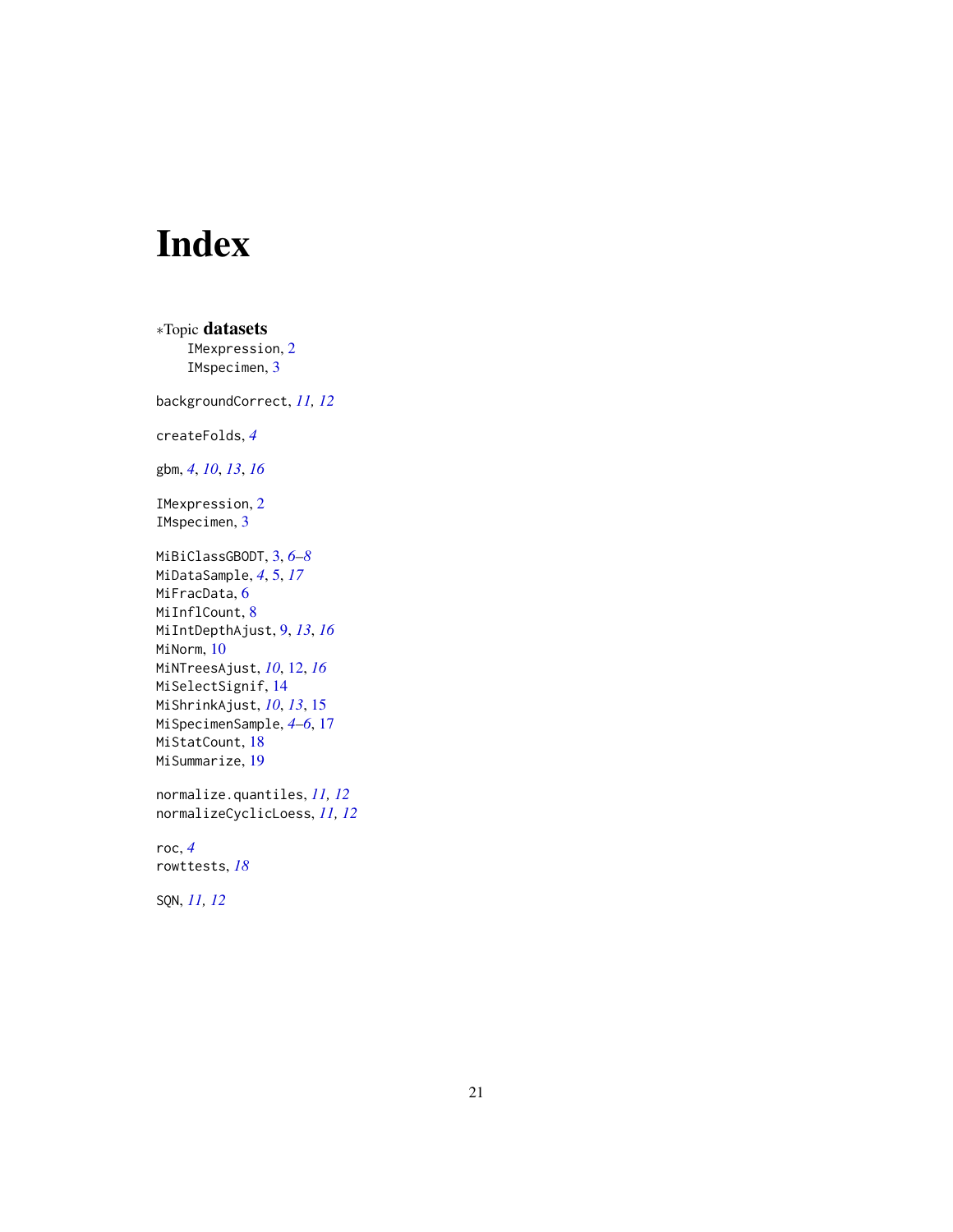# Index

∗Topic **datasets**

IMexpression, 2

IMspecimen, 3

backgroundCorrect, *11, 12*

createFolds, *4*

gbm, *4*, *10*, *13*, *16*

IMexpression, 2

IMspecimen, 3

MiBiClassGBODT, 3, *6–8*

MiDataSample, *4*, 5, *17*

MiFracData, 6

MiInflCount, 8

MiIntDepthAjust, 9, *13*, *16*

MiNorm, 10

MiNTreesAjust, *10*, 12, *16*

MiSelectSignif, 14

MiShrinkAjust, *10*, *13*, 15

MiSpecimenSample, *4–6*, 17

MiStatCount, 18

MiSummarize, 19

normalize.quantiles, *11, 12*

normalizeCyclicLoess, *11, 12*

roc, *4*

rowttests, *18*

SQN, *11, 12*